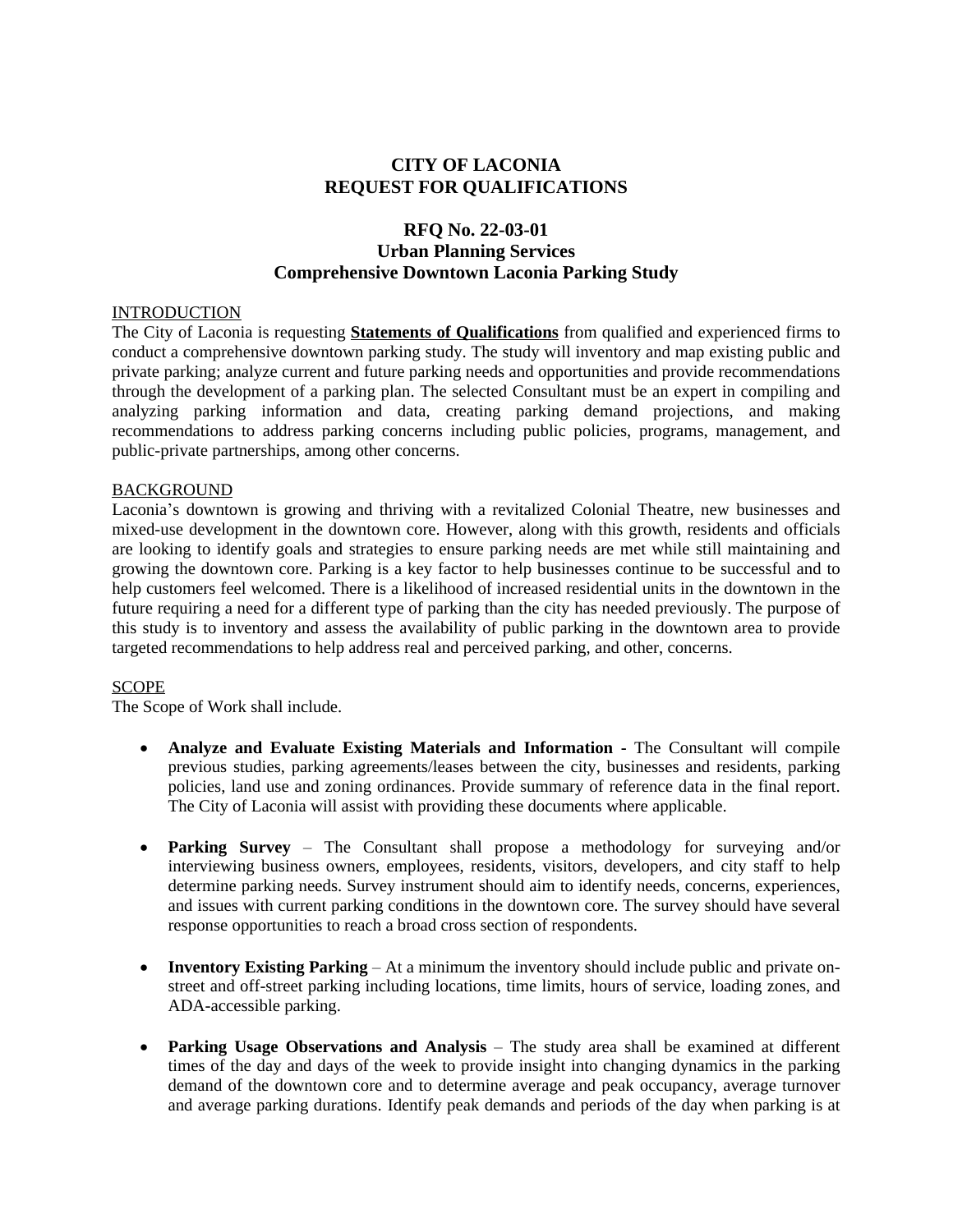# CITY OF LACONIA
# REQUEST FOR QUALIFICATIONS

## RFQ No. 22-03-01
## Urban Planning Services
## Comprehensive Downtown Laconia Parking Study

### INTRODUCTION

The City of Laconia is requesting **Statements of Qualifications** from qualified and experienced firms to conduct a comprehensive downtown parking study. The study will inventory and map existing public and private parking; analyze current and future parking needs and opportunities and provide recommendations through the development of a parking plan. The selected Consultant must be an expert in compiling and analyzing parking information and data, creating parking demand projections, and making recommendations to address parking concerns including public policies, programs, management, and public-private partnerships, among other concerns.

### BACKGROUND

Laconia's downtown is growing and thriving with a revitalized Colonial Theatre, new businesses and mixed-use development in the downtown core. However, along with this growth, residents and officials are looking to identify goals and strategies to ensure parking needs are met while still maintaining and growing the downtown core. Parking is a key factor to help businesses continue to be successful and to help customers feel welcomed. There is a likelihood of increased residential units in the downtown in the future requiring a need for a different type of parking than the city has needed previously. The purpose of this study is to inventory and assess the availability of public parking in the downtown area to provide targeted recommendations to help address real and perceived parking, and other, concerns.

### SCOPE

The Scope of Work shall include.

- **Analyze and Evaluate Existing Materials and Information -** The Consultant will compile previous studies, parking agreements/leases between the city, businesses and residents, parking policies, land use and zoning ordinances. Provide summary of reference data in the final report. The City of Laconia will assist with providing these documents where applicable.

- **Parking Survey** – The Consultant shall propose a methodology for surveying and/or interviewing business owners, employees, residents, visitors, developers, and city staff to help determine parking needs. Survey instrument should aim to identify needs, concerns, experiences, and issues with current parking conditions in the downtown core. The survey should have several response opportunities to reach a broad cross section of respondents.

- **Inventory Existing Parking** – At a minimum the inventory should include public and private on-street and off-street parking including locations, time limits, hours of service, loading zones, and ADA-accessible parking.

- **Parking Usage Observations and Analysis** – The study area shall be examined at different times of the day and days of the week to provide insight into changing dynamics in the parking demand of the downtown core and to determine average and peak occupancy, average turnover and average parking durations. Identify peak demands and periods of the day when parking is at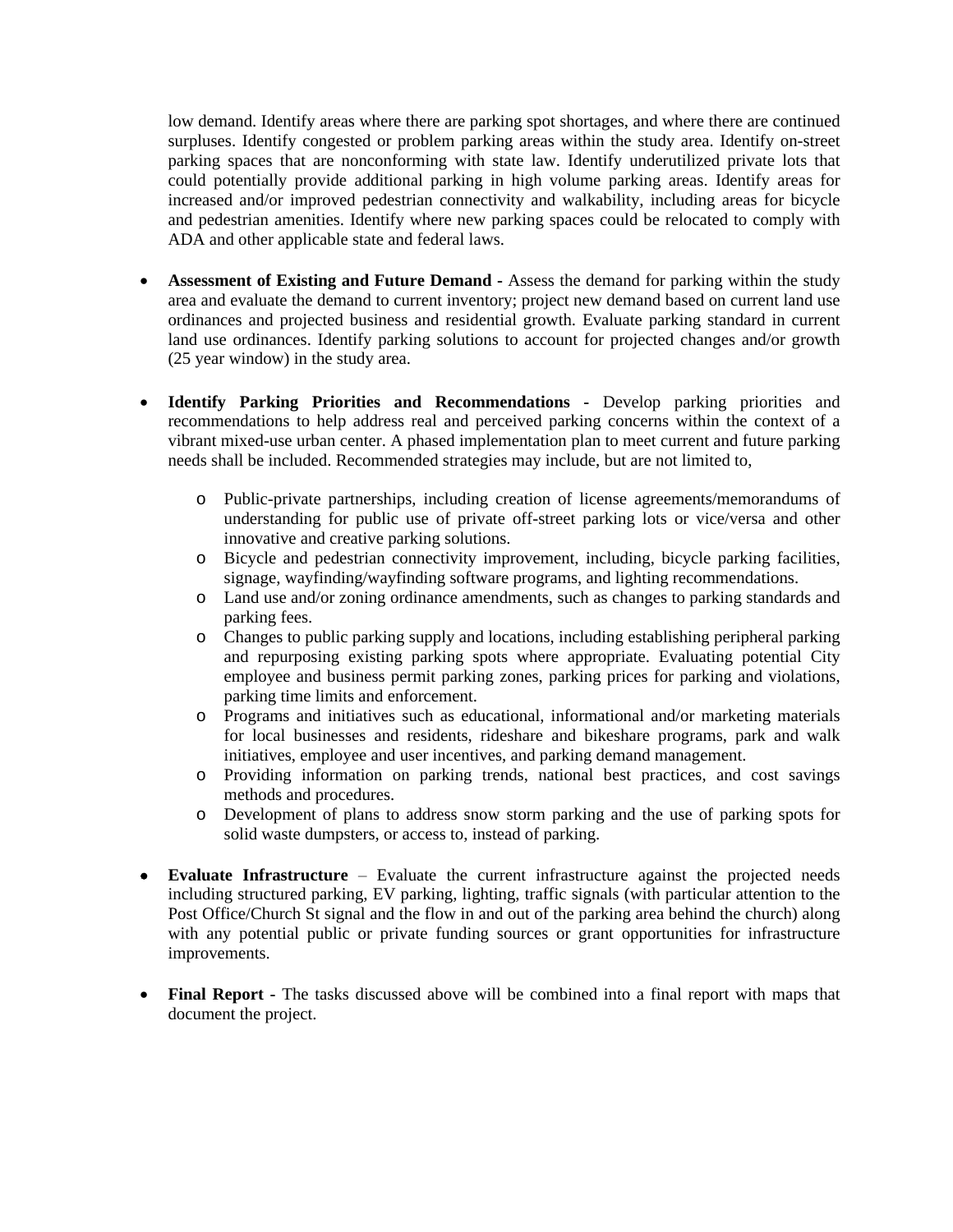low demand. Identify areas where there are parking spot shortages, and where there are continued surpluses. Identify congested or problem parking areas within the study area. Identify on-street parking spaces that are nonconforming with state law. Identify underutilized private lots that could potentially provide additional parking in high volume parking areas. Identify areas for increased and/or improved pedestrian connectivity and walkability, including areas for bicycle and pedestrian amenities. Identify where new parking spaces could be relocated to comply with ADA and other applicable state and federal laws.

- **Assessment of Existing and Future Demand -** Assess the demand for parking within the study area and evaluate the demand to current inventory; project new demand based on current land use ordinances and projected business and residential growth. Evaluate parking standard in current land use ordinances. Identify parking solutions to account for projected changes and/or growth (25 year window) in the study area.

- **Identify Parking Priorities and Recommendations -** Develop parking priorities and recommendations to help address real and perceived parking concerns within the context of a vibrant mixed-use urban center. A phased implementation plan to meet current and future parking needs shall be included. Recommended strategies may include, but are not limited to,

    - Public-private partnerships, including creation of license agreements/memorandums of understanding for public use of private off-street parking lots or vice/versa and other innovative and creative parking solutions.
    - Bicycle and pedestrian connectivity improvement, including, bicycle parking facilities, signage, wayfinding/wayfinding software programs, and lighting recommendations.
    - Land use and/or zoning ordinance amendments, such as changes to parking standards and parking fees.
    - Changes to public parking supply and locations, including establishing peripheral parking and repurposing existing parking spots where appropriate. Evaluating potential City employee and business permit parking zones, parking prices for parking and violations, parking time limits and enforcement.
    - Programs and initiatives such as educational, informational and/or marketing materials for local businesses and residents, rideshare and bikeshare programs, park and walk initiatives, employee and user incentives, and parking demand management.
    - Providing information on parking trends, national best practices, and cost savings methods and procedures.
    - Development of plans to address snow storm parking and the use of parking spots for solid waste dumpsters, or access to, instead of parking.

- **Evaluate Infrastructure** – Evaluate the current infrastructure against the projected needs including structured parking, EV parking, lighting, traffic signals (with particular attention to the Post Office/Church St signal and the flow in and out of the parking area behind the church) along with any potential public or private funding sources or grant opportunities for infrastructure improvements.

- **Final Report -** The tasks discussed above will be combined into a final report with maps that document the project.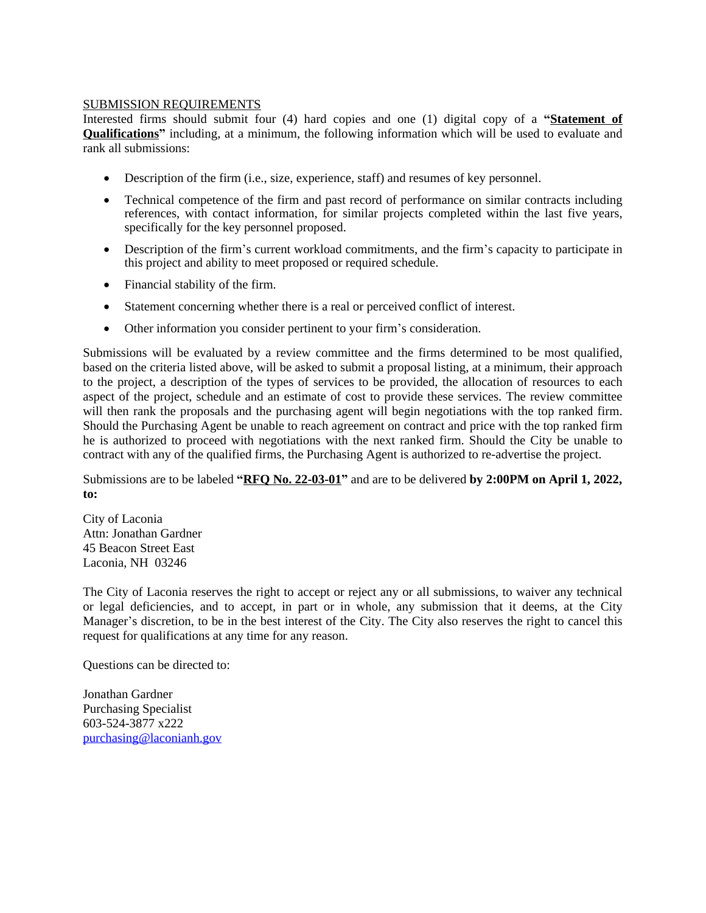SUBMISSION REQUIREMENTS

Interested firms should submit four (4) hard copies and one (1) digital copy of a **"Statement of Qualifications"** including, at a minimum, the following information which will be used to evaluate and rank all submissions:

- Description of the firm (i.e., size, experience, staff) and resumes of key personnel.
- Technical competence of the firm and past record of performance on similar contracts including references, with contact information, for similar projects completed within the last five years, specifically for the key personnel proposed.
- Description of the firm's current workload commitments, and the firm's capacity to participate in this project and ability to meet proposed or required schedule.
- Financial stability of the firm.
- Statement concerning whether there is a real or perceived conflict of interest.
- Other information you consider pertinent to your firm's consideration.

Submissions will be evaluated by a review committee and the firms determined to be most qualified, based on the criteria listed above, will be asked to submit a proposal listing, at a minimum, their approach to the project, a description of the types of services to be provided, the allocation of resources to each aspect of the project, schedule and an estimate of cost to provide these services. The review committee will then rank the proposals and the purchasing agent will begin negotiations with the top ranked firm. Should the Purchasing Agent be unable to reach agreement on contract and price with the top ranked firm he is authorized to proceed with negotiations with the next ranked firm. Should the City be unable to contract with any of the qualified firms, the Purchasing Agent is authorized to re-advertise the project.

Submissions are to be labeled **"RFQ No. 22-03-01"** and are to be delivered **by 2:00PM on April 1, 2022, to:**

City of Laconia
Attn: Jonathan Gardner
45 Beacon Street East
Laconia, NH 03246

The City of Laconia reserves the right to accept or reject any or all submissions, to waiver any technical or legal deficiencies, and to accept, in part or in whole, any submission that it deems, at the City Manager's discretion, to be in the best interest of the City. The City also reserves the right to cancel this request for qualifications at any time for any reason.

Questions can be directed to:

Jonathan Gardner
Purchasing Specialist
603-524-3877 x222
purchasing@laconianh.gov